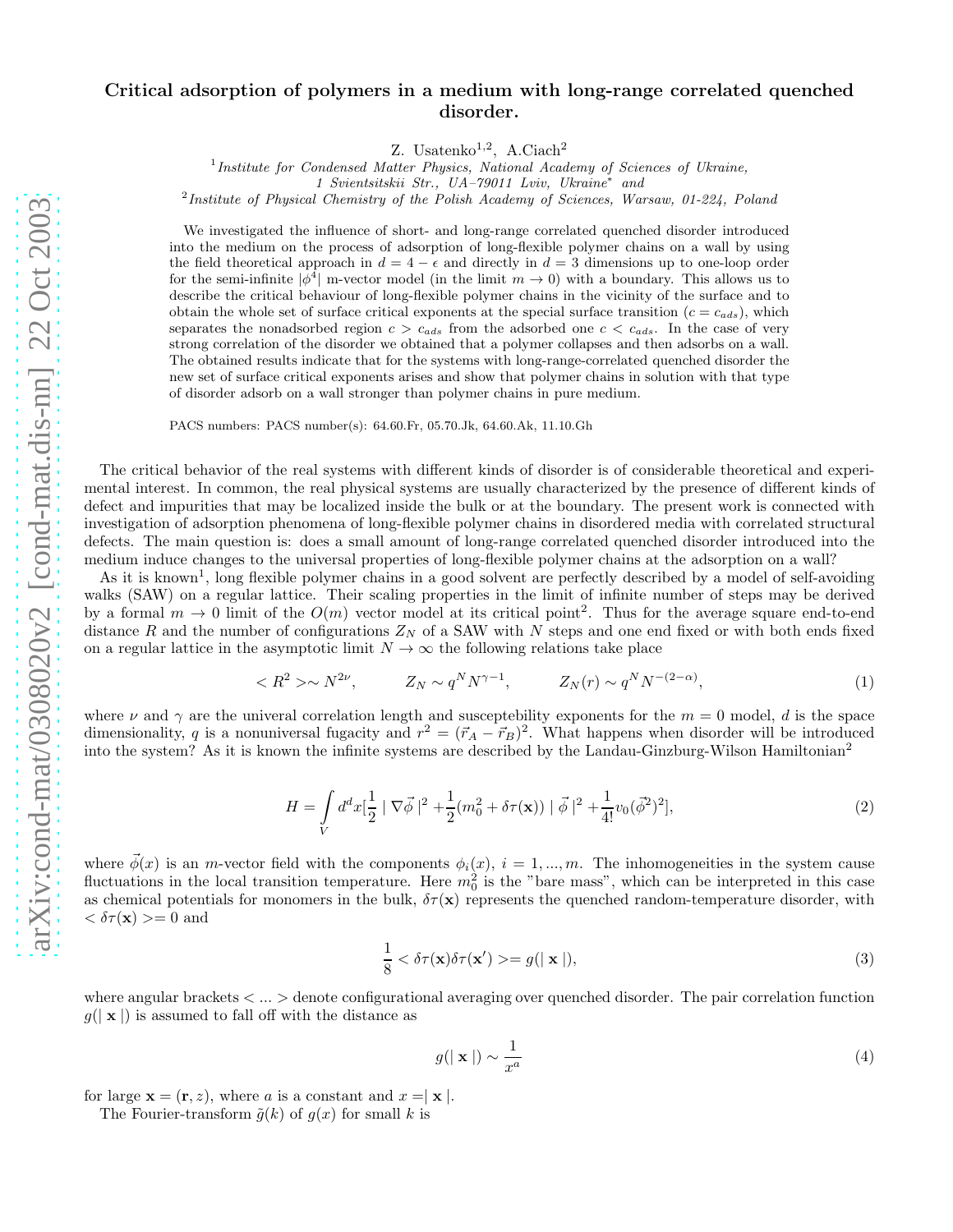# Critical adsorption of polymers in a medium with long-range correlated quenched disorder.

Z. Usatenko[1,2], A.Ciach[2]

[1] *Institute for Condensed Matter Physics, National Academy of Sciences of Ukraine, 1 Svientsitskii Str., UA–79011 Lviv, Ukraine*[*] *and*

[2] *Institute of Physical Chemistry of the Polish Academy of Sciences, Warsaw, 01-224, Poland*

We investigated the influence of short- and long-range correlated quenched disorder introduced into the medium on the process of adsorption of long-flexible polymer chains on a wall by using the field theoretical approach in $d = 4-\epsilon$ and directly in $d = 3$ dimensions up to one-loop order for the semi-infinite $|\phi^4|$ m-vector model (in the limit $m \to 0$) with a boundary. This allows us to describe the critical behaviour of long-flexible polymer chains in the vicinity of the surface and to obtain the whole set of surface critical exponents at the special surface transition ($c = c_{ads}$), which separates the nonadsorbed region $c > c_{ads}$ from the adsorbed one $c < c_{ads}$. In the case of very strong correlation of the disorder we obtained that a polymer collapses and then adsorbs on a wall. The obtained results indicate that for the systems with long-range-correlated quenched disorder the new set of surface critical exponents arises and show that polymer chains in solution with that type of disorder adsorb on a wall stronger than polymer chains in pure medium.

PACS numbers: PACS number(s): 64.60.Fr, 05.70.Jk, 64.60.Ak, 11.10.Gh

The critical behavior of the real systems with different kinds of disorder is of considerable theoretical and experimental interest. In common, the real physical systems are usually characterized by the presence of different kinds of defect and impurities that may be localized inside the bulk or at the boundary. The present work is connected with investigation of adsorption phenomena of long-flexible polymer chains in disordered media with correlated structural defects. The main question is: does a small amount of long-range correlated quenched disorder introduced into the medium induce changes to the universal properties of long-flexible polymer chains at the adsorption on a wall?

As it is known[1], long flexible polymer chains in a good solvent are perfectly described by a model of self-avoiding walks (SAW) on a regular lattice. Their scaling properties in the limit of infinite number of steps may be derived by a formal $m \to 0$ limit of the $O(m)$ vector model at its critical point[2]. Thus for the average square end-to-end distance $R$ and the number of configurations $Z_N$ of a SAW with $N$ steps and one end fixed or with both ends fixed on a regular lattice in the asymptotic limit $N \to \infty$ the following relations take place

$$< R^2 > \sim N^{2\nu}, \qquad Z_N \sim q^N N^{\gamma-1}, \qquad Z_N(r) \sim q^N N^{-(2-\alpha)}, \tag{1}$$

where $\nu$ and $\gamma$ are the univeral correlation length and susceptebility exponents for the $m = 0$ model, $d$ is the space dimensionality, $q$ is a nonuniversal fugacity and $r^2 = (\vec{r}_A - \vec{r}_B)^2$. What happens when disorder will be introduced into the system? As it is known the infinite systems are described by the Landau-Ginzburg-Wilson Hamiltonian[2]

$$H = \int\limits_V d^dx[\frac{1}{2} \mid \nabla\vec{\phi} \mid^2 + \frac{1}{2}(m_0^2 + \delta\tau(\mathbf{x})) \mid \vec{\phi} \mid^2 + \frac{1}{4!}v_0(\vec{\phi}^2)^2], \tag{2}$$

where $\vec{\phi}(x)$ is an $m$-vector field with the components $\phi_i(x)$, $i = 1, ..., m$. The inhomogeneities in the system cause fluctuations in the local transition temperature. Here $m_0^2$ is the "bare mass", which can be interpreted in this case as chemical potentials for monomers in the bulk, $\delta\tau(\mathbf{x})$ represents the quenched random-temperature disorder, with $< \delta\tau(\mathbf{x}) >= 0$ and

$$\frac{1}{8} < \delta\tau(\mathbf{x})\delta\tau(\mathbf{x'}) >= g(\mid \mathbf{x} \mid), \tag{3}$$

where angular brackets $< ... >$ denote configurational averaging over quenched disorder. The pair correlation function $g(\mid \mathbf{x} \mid)$ is assumed to fall off with the distance as

$$g(\mid \mathbf{x} \mid) \sim \frac{1}{x^a} \tag{4}$$

for large $\mathbf{x} = (\mathbf{r}, z)$, where $a$ is a constant and $x =\mid \mathbf{x} \mid$.

The Fourier-transform $\tilde{g}(k)$ of $g(x)$ for small $k$ is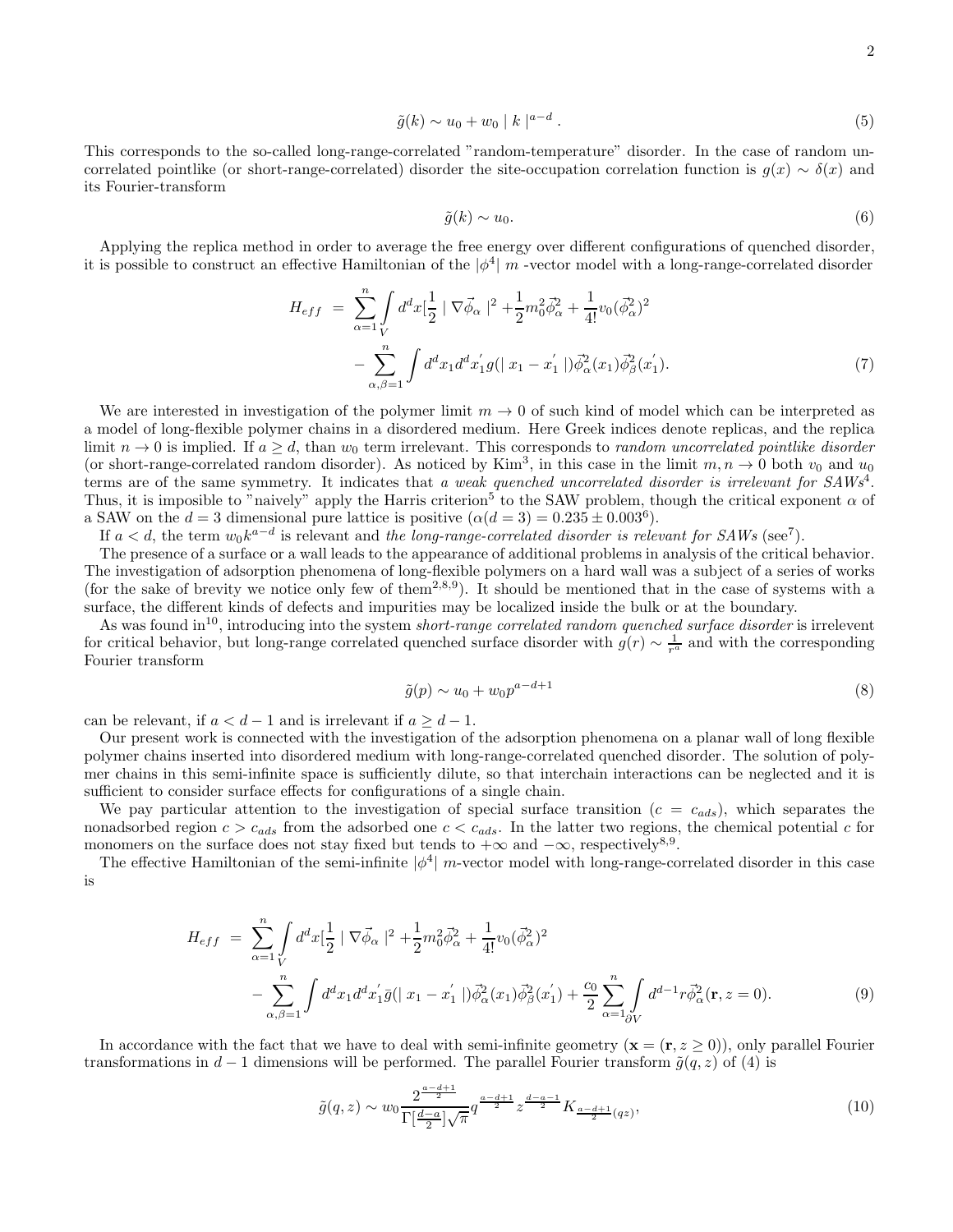$$\tilde{g}(k) \sim u_0 + w_0 \mid k \mid^{a-d}. \tag{5}$$

This corresponds to the so-called long-range-correlated "random-temperature" disorder. In the case of random uncorrelated pointlike (or short-range-correlated) disorder the site-occupation correlation function is $g(x) \sim \delta(x)$ and its Fourier-transform

$$\tilde{g}(k) \sim u_0. \tag{6}$$

Applying the replica method in order to average the free energy over different configurations of quenched disorder, it is possible to construct an effective Hamiltonian of the $|\phi^4|$ $m$ -vector model with a long-range-correlated disorder

$$\begin{aligned} H_{eff} &= \sum_{\alpha=1}^{n} \int_V d^dx [\frac{1}{2} \mid \nabla \vec{\phi}_\alpha \mid^2 + \frac{1}{2} m_0^2 \vec{\phi}_\alpha^2 + \frac{1}{4!} v_0 (\vec{\phi}_\alpha^2)^2 \\ &- \sum_{\alpha,\beta=1}^{n} \int d^dx_1 d^dx_1^{'} g(\mid x_1 - x_1^{'} \mid) \vec{\phi}_\alpha^2(x_1) \vec{\phi}_\beta^2(x_1^{'}). \end{aligned} \tag{7}$$

We are interested in investigation of the polymer limit $m \to 0$ of such kind of model which can be interpreted as a model of long-flexible polymer chains in a disordered medium. Here Greek indices denote replicas, and the replica limit $n \to 0$ is implied. If $a \geq d$, than $w_0$ term irrelevant. This corresponds to *random uncorrelated pointlike disorder* (or short-range-correlated random disorder). As noticed by Kim[3], in this case in the limit $m, n \to 0$ both $v_0$ and $u_0$ terms are of the same symmetry. It indicates that *a weak quenched uncorrelated disorder is irrelevant for SAWs*[4]. Thus, it is imposible to "naively" apply the Harris criterion[5] to the SAW problem, though the critical exponent $\alpha$ of a SAW on the $d = 3$ dimensional pure lattice is positive ($\alpha(d = 3) = 0.235 \pm 0.003$[6]).

If $a < d$, the term $w_0 k^{a-d}$ is relevant and *the long-range-correlated disorder is relevant for SAWs* (see[7]).

The presence of a surface or a wall leads to the appearance of additional problems in analysis of the critical behavior. The investigation of adsorption phenomena of long-flexible polymers on a hard wall was a subject of a series of works (for the sake of brevity we notice only few of them[2,8,9]). It should be mentioned that in the case of systems with a surface, the different kinds of defects and impurities may be localized inside the bulk or at the boundary.

As was found in[10], introducing into the system *short-range correlated random quenched surface disorder* is irrelevent for critical behavior, but long-range correlated quenched surface disorder with $g(r) \sim \frac{1}{r^a}$ and with the corresponding Fourier transform

$$\tilde{g}(p) \sim u_0 + w_0 p^{a-d+1} \tag{8}$$

can be relevant, if $a < d - 1$ and is irrelevant if $a \geq d - 1$.

Our present work is connected with the investigation of the adsorption phenomena on a planar wall of long flexible polymer chains inserted into disordered medium with long-range-correlated quenched disorder. The solution of polymer chains in this semi-infinite space is sufficiently dilute, so that interchain interactions can be neglected and it is sufficient to consider surface effects for configurations of a single chain.

We pay particular attention to the investigation of special surface transition ($c = c_{ads}$), which separates the nonadsorbed region $c > c_{ads}$ from the adsorbed one $c < c_{ads}$. In the latter two regions, the chemical potential $c$ for monomers on the surface does not stay fixed but tends to $+\infty$ and $-\infty$, respectively[8,9].

The effective Hamiltonian of the semi-infinite $|\phi^4|$ $m$-vector model with long-range-correlated disorder in this case is

$$\begin{aligned} H_{eff} &= \sum_{\alpha=1}^{n} \int_V d^dx [\frac{1}{2} \mid \nabla \vec{\phi}_\alpha \mid^2 + \frac{1}{2} m_0^2 \vec{\phi}_\alpha^2 + \frac{1}{4!} v_0 (\vec{\phi}_\alpha^2)^2 \\ &- \sum_{\alpha,\beta=1}^{n} \int d^dx_1 d^dx_1^{'} \bar{g}(\mid x_1 - x_1^{'} \mid) \vec{\phi}_\alpha^2(x_1) \vec{\phi}_\beta^2(x_1^{'}) + \frac{c_0}{2} \sum_{\alpha=1}^{n} \int_{\partial V} d^{d-1} r \vec{\phi}_\alpha^2(\mathbf{r}, z = 0). \end{aligned} \tag{9}$$

In accordance with the fact that we have to deal with semi-infinite geometry ($\mathbf{x} = (\mathbf{r}, z \geq 0)$), only parallel Fourier transformations in $d - 1$ dimensions will be performed. The parallel Fourier transform $\tilde{g}(q, z)$ of (4) is

$$\tilde{g}(q, z) \sim w_0 \frac{2^{\frac{a-d+1}{2}}}{\Gamma[\frac{d-a}{2}] \sqrt{\pi}} q^{\frac{a-d+1}{2}} z^{\frac{d-a-1}{2}} K_{\frac{a-d+1}{2}}(qz), \tag{10}$$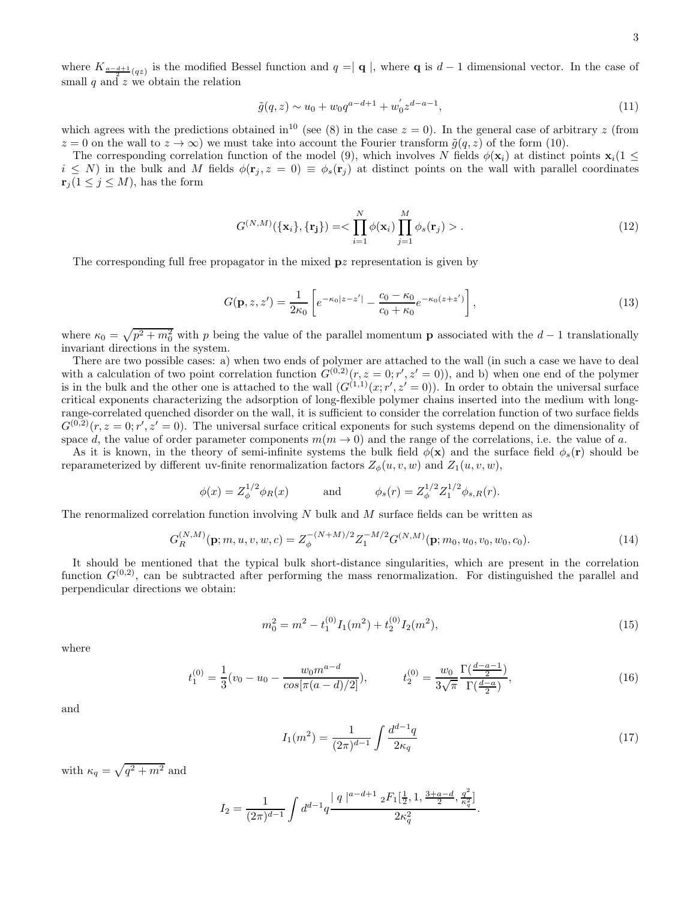where $K_{\frac{a-d+1}{2}(qz)}$ is the modified Bessel function and $q =| \mathbf{q} |$, where $\mathbf{q}$ is $d-1$ dimensional vector. In the case of small $q$ and $z$ we obtain the relation

$$\tilde{g}(q,z) \sim u_0 + w_0 q^{a-d+1} + w_0^{'} z^{d-a-1}, \tag{11}$$

which agrees with the predictions obtained in[10] (see (8) in the case $z = 0$). In the general case of arbitrary $z$ (from $z = 0$ on the wall to $z \to \infty$) we must take into account the Fourier transform $\tilde{g}(q,z)$ of the form (10).

The corresponding correlation function of the model (9), which involves $N$ fields $\phi(\mathbf{x}_i)$ at distinct points $\mathbf{x}_i (1 \leq i \leq N)$ in the bulk and $M$ fields $\phi(\mathbf{r}_j, z = 0) \equiv \phi_s(\mathbf{r}_j)$ at distinct points on the wall with parallel coordinates $\mathbf{r}_j (1 \leq j \leq M)$, has the form

$$G^{(N,M)}(\{\mathbf{x}_i\}, \{\mathbf{r_j}\}) = < \prod_{i=1}^{N} \phi(\mathbf{x}_i) \prod_{j=1}^{M} \phi_s(\mathbf{r}_j) > . \tag{12}$$

The corresponding full free propagator in the mixed $\mathbf{p}z$ representation is given by

$$G(\mathbf{p}, z, z') = \frac{1}{2\kappa_0} \left[ e^{-\kappa_0 |z-z'|} - \frac{c_0 - \kappa_0}{c_0 + \kappa_0} e^{-\kappa_0 (z+z')} \right], \tag{13}$$

where $\kappa_0 = \sqrt{p^2 + m_0^2}$ with $p$ being the value of the parallel momentum $\mathbf{p}$ associated with the $d-1$ translationally invariant directions in the system.

There are two possible cases: a) when two ends of polymer are attached to the wall (in such a case we have to deal with a calculation of two point correlation function $G^{(0,2)}(r, z = 0; r', z' = 0)$), and b) when one end of the polymer is in the bulk and the other one is attached to the wall ($G^{(1,1)}(x; r', z' = 0)$). In order to obtain the universal surface critical exponents characterizing the adsorption of long-flexible polymer chains inserted into the medium with long-range-correlated quenched disorder on the wall, it is sufficient to consider the correlation function of two surface fields $G^{(0,2)}(r, z = 0; r', z' = 0)$. The universal surface critical exponents for such systems depend on the dimensionality of space $d$, the value of order parameter components $m (m \to 0)$ and the range of the correlations, i.e. the value of $a$.

As it is known, in the theory of semi-infinite systems the bulk field $\phi(\mathbf{x})$ and the surface field $\phi_s(\mathbf{r})$ should be reparameterized by different uv-finite renormalization factors $Z_\phi(u, v, w)$ and $Z_1(u, v, w)$,

$$\phi(x) = Z_\phi^{1/2} \phi_R(x) \qquad \text{and} \qquad \phi_s(r) = Z_\phi^{1/2} Z_1^{1/2} \phi_{s,R}(r).$$

The renormalized correlation function involving $N$ bulk and $M$ surface fields can be written as

$$G_R^{(N,M)}(\mathbf{p}; m, u, v, w, c) = Z_\phi^{-(N+M)/2} Z_1^{-M/2} G^{(N,M)}(\mathbf{p}; m_0, u_0, v_0, w_0, c_0). \tag{14}$$

It should be mentioned that the typical bulk short-distance singularities, which are present in the correlation function $G^{(0,2)}$, can be subtracted after performing the mass renormalization. For distinguished the parallel and perpendicular directions we obtain:

$$m_0^2 = m^2 - t_1^{(0)} I_1(m^2) + t_2^{(0)} I_2(m^2), \tag{15}$$

where

$$t_1^{(0)} = \frac{1}{3}(v_0 - u_0 - \frac{w_0 m^{a-d}}{cos[\pi(a-d)/2]}), \qquad t_2^{(0)} = \frac{w_0}{3\sqrt{\pi}} \frac{\Gamma(\frac{d-a-1}{2})}{\Gamma(\frac{d-a}{2})}, \tag{16}$$

and

$$I_1(m^2) = \frac{1}{(2\pi)^{d-1}} \int \frac{d^{d-1}q}{2\kappa_q} \tag{17}$$

with $\kappa_q = \sqrt{q^2 + m^2}$ and

$$I_2 = \frac{1}{(2\pi)^{d-1}} \int d^{d-1}q \frac{| q |^{a-d+1} {}_2F_1[\frac{1}{2}, 1, \frac{3+a-d}{2}, \frac{q^2}{\kappa_q^2}]}{2\kappa_q^2}.$$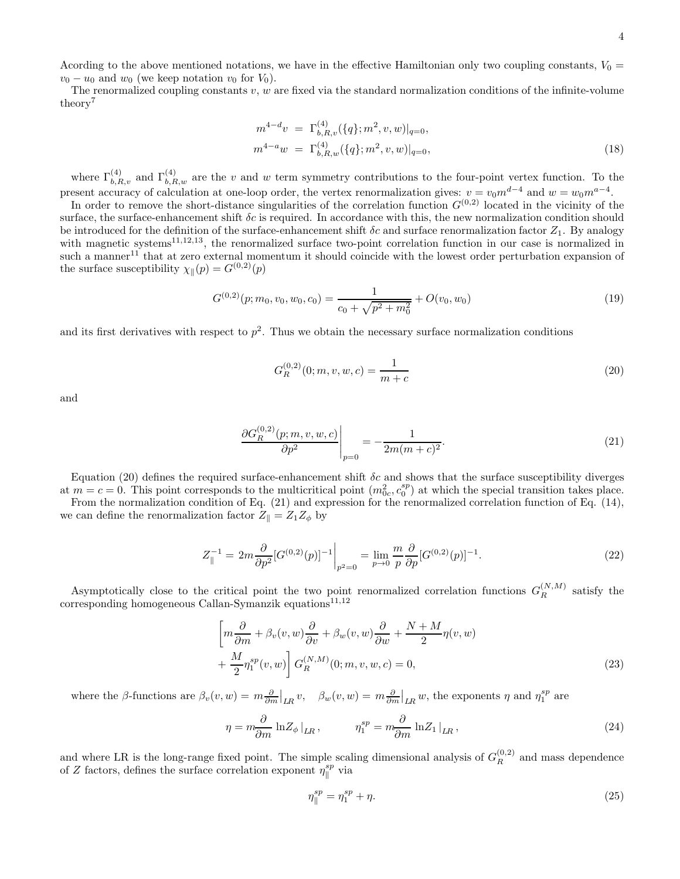Acording to the above mentioned notations, we have in the effective Hamiltonian only two coupling constants, $V_0 = v_0 - u_0$ and $w_0$ (we keep notation $v_0$ for $V_0$).

The renormalized coupling constants $v$, $w$ are fixed via the standard normalization conditions of the infinite-volume theory[7]

$$
\begin{aligned}
m^{4-d} v &= \Gamma^{(4)}_{b,R,v}(\{q\}; m^2, v, w)|_{q=0}, \\
m^{4-a} w &= \Gamma^{(4)}_{b,R,w}(\{q\}; m^2, v, w)|_{q=0},
\end{aligned}
\tag{18}
$$

where $\Gamma^{(4)}_{b,R,v}$ and $\Gamma^{(4)}_{b,R,w}$ are the $v$ and $w$ term symmetry contributions to the four-point vertex function. To the present accuracy of calculation at one-loop order, the vertex renormalization gives: $v = v_0 m^{d-4}$ and $w = w_0 m^{a-4}$.

In order to remove the short-distance singularities of the correlation function $G^{(0,2)}$ located in the vicinity of the surface, the surface-enhancement shift $\delta c$ is required. In accordance with this, the new normalization condition should be introduced for the definition of the surface-enhancement shift $\delta c$ and surface renormalization factor $Z_1$. By analogy with magnetic systems[11,12,13], the renormalized surface two-point correlation function in our case is normalized in such a manner[11] that at zero external momentum it should coincide with the lowest order perturbation expansion of the surface susceptibility $\chi_{\|}(p) = G^{(0,2)}(p)$

$$
G^{(0,2)}(p; m_0, v_0, w_0, c_0) = \frac{1}{c_0 + \sqrt{p^2 + m_0^2}} + O(v_0, w_0)
\tag{19}
$$

and its first derivatives with respect to $p^2$. Thus we obtain the necessary surface normalization conditions

$$
G^{(0,2)}_R(0; m, v, w, c) = \frac{1}{m + c}
\tag{20}
$$

and

$$
\left. \frac{\partial G^{(0,2)}_R(p; m, v, w, c)}{\partial p^2} \right|_{p=0} = -\frac{1}{2m(m+c)^2}.
\tag{21}
$$

Equation (20) defines the required surface-enhancement shift $\delta c$ and shows that the surface susceptibility diverges at $m = c = 0$. This point corresponds to the multicritical point $(m^2_{0c}, c_0^{sp})$ at which the special transition takes place.

From the normalization condition of Eq. (21) and expression for the renormalized correlation function of Eq. (14), we can define the renormalization factor $Z_{\|} = Z_1 Z_\phi$ by

$$
Z_{\|}^{-1} = 2m \frac{\partial}{\partial p^2} [G^{(0,2)}(p)]^{-1} \Big|_{p^2=0} = \lim_{p \to 0} \frac{m}{p} \frac{\partial}{\partial p} [G^{(0,2)}(p)]^{-1}.
\tag{22}
$$

Asymptotically close to the critical point the two point renormalized correlation functions $G^{(N,M)}_R$ satisfy the corresponding homogeneous Callan-Symanzik equations[11,12]

$$
\begin{aligned}
&\left[ m \frac{\partial}{\partial m} + \beta_v(v, w) \frac{\partial}{\partial v} + \beta_w(v, w) \frac{\partial}{\partial w} + \frac{N+M}{2} \eta(v, w) \right. \\
&\left. + \frac{M}{2} \eta_1^{sp}(v, w) \right] G^{(N,M)}_R(0; m, v, w, c) = 0,
\end{aligned}
\tag{23}
$$

where the $\beta$-functions are $\beta_v(v, w) = m \frac{\partial}{\partial m}\big|_{LR} v$, $\quad \beta_w(v, w) = m \frac{\partial}{\partial m}\big|_{LR} w$, the exponents $\eta$ and $\eta_1^{sp}$ are

$$
\eta = m \frac{\partial}{\partial m} \ln Z_\phi \, |_{LR}, \qquad \eta_1^{sp} = m \frac{\partial}{\partial m} \ln Z_1 \, |_{LR},
\tag{24}
$$

and where LR is the long-range fixed point. The simple scaling dimensional analysis of $G^{(0,2)}_R$ and mass dependence of $Z$ factors, defines the surface correlation exponent $\eta_{\|}^{sp}$ via

$$
\eta_{\|}^{sp} = \eta_1^{sp} + \eta.
\tag{25}
$$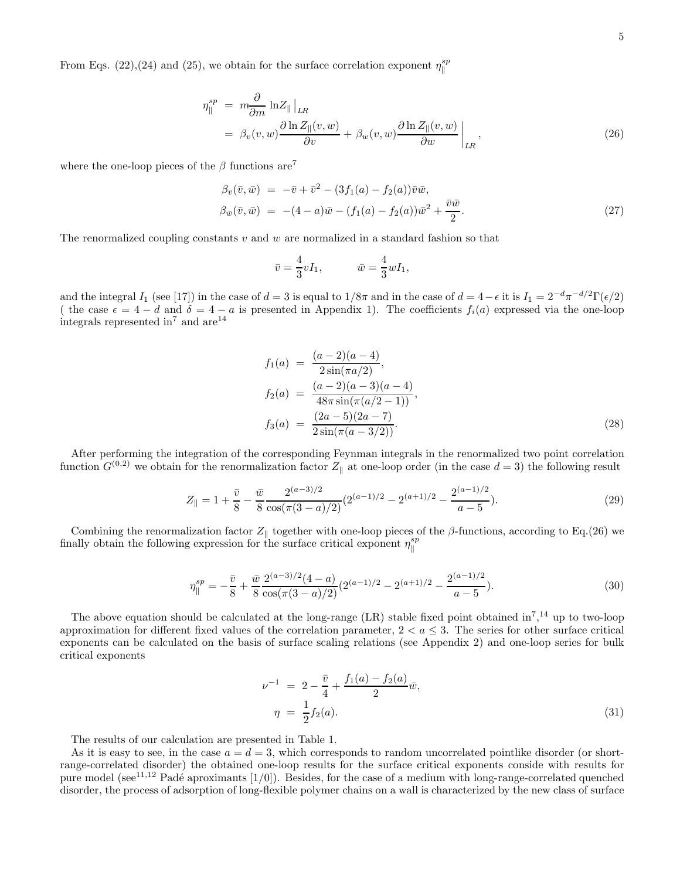From Eqs. (22),(24) and (25), we obtain for the surface correlation exponent $\eta_{\|}^{sp}$

$$
\begin{aligned}
\eta_{\|}^{sp} &= m\frac{\partial}{\partial m}\ln Z_{\|}\,\Big|_{LR} \\
&= \beta_v(v,w)\frac{\partial \ln Z_{\|}(v,w)}{\partial v} + \beta_w(v,w)\frac{\partial \ln Z_{\|}(v,w)}{\partial w}\,\Bigg|_{LR},
\end{aligned}
\tag{26}
$$

where the one-loop pieces of the $\beta$ functions are[7]

$$
\begin{aligned}
\beta_{\bar{v}}(\bar{v},\bar{w}) &= -\bar{v} + \bar{v}^2 - (3f_1(a) - f_2(a))\bar{v}\bar{w}, \\
\beta_{\bar{w}}(\bar{v},\bar{w}) &= -(4-a)\bar{w} - (f_1(a) - f_2(a))\bar{w}^2 + \frac{\bar{v}\bar{w}}{2}.
\end{aligned}
\tag{27}
$$

The renormalized coupling constants $v$ and $w$ are normalized in a standard fashion so that

$$
\bar{v} = \frac{4}{3}vI_1, \qquad \bar{w} = \frac{4}{3}wI_1,
$$

and the integral $I_1$ (see [17]) in the case of $d=3$ is equal to $1/8\pi$ and in the case of $d = 4-\epsilon$ it is $I_1 = 2^{-d}\pi^{-d/2}\Gamma(\epsilon/2)$ ( the case $\epsilon = 4-d$ and $\delta = 4-a$ is presented in Appendix 1). The coefficients $f_i(a)$ expressed via the one-loop integrals represented in[7] and are[14]

$$
\begin{aligned}
f_1(a) &= \frac{(a-2)(a-4)}{2\sin(\pi a/2)}, \\
f_2(a) &= \frac{(a-2)(a-3)(a-4)}{48\pi\sin(\pi(a/2-1))}, \\
f_3(a) &= \frac{(2a-5)(2a-7)}{2\sin(\pi(a-3/2))}.
\end{aligned}
\tag{28}
$$

After performing the integration of the corresponding Feynman integrals in the renormalized two point correlation function $G^{(0,2)}$ we obtain for the renormalization factor $Z_{\|}$ at one-loop order (in the case $d=3$) the following result

$$
Z_{\|} = 1 + \frac{\bar{v}}{8} - \frac{\bar{w}}{8}\frac{2^{(a-3)/2}}{\cos(\pi(3-a)/2)}(2^{(a-1)/2} - 2^{(a+1)/2} - \frac{2^{(a-1)/2}}{a-5}).
\tag{29}
$$

Combining the renormalization factor $Z_{\|}$ together with one-loop pieces of the $\beta$-functions, according to Eq.(26) we finally obtain the following expression for the surface critical exponent $\eta_{\|}^{sp}$

$$
\eta_{\|}^{sp} = -\frac{\bar{v}}{8} + \frac{\bar{w}}{8}\frac{2^{(a-3)/2}(4-a)}{\cos(\pi(3-a)/2)}(2^{(a-1)/2} - 2^{(a+1)/2} - \frac{2^{(a-1)/2}}{a-5}).
\tag{30}
$$

The above equation should be calculated at the long-range (LR) stable fixed point obtained in[7],[14] up to two-loop approximation for different fixed values of the correlation parameter, $2 < a \leq 3$. The series for other surface critical exponents can be calculated on the basis of surface scaling relations (see Appendix 2) and one-loop series for bulk critical exponents

$$
\begin{aligned}
\nu^{-1} &= 2 - \frac{\bar{v}}{4} + \frac{f_1(a) - f_2(a)}{2}\bar{w}, \\
\eta &= \frac{1}{2}f_2(a).
\end{aligned}
\tag{31}
$$

The results of our calculation are presented in Table 1.

As it is easy to see, in the case $a = d = 3$, which corresponds to random uncorrelated pointlike disorder (or short-range-correlated disorder) the obtained one-loop results for the surface critical exponents conside with results for pure model (see[11,12] Padé aproximants [1/0]). Besides, for the case of a medium with long-range-correlated quenched disorder, the process of adsorption of long-flexible polymer chains on a wall is characterized by the new class of surface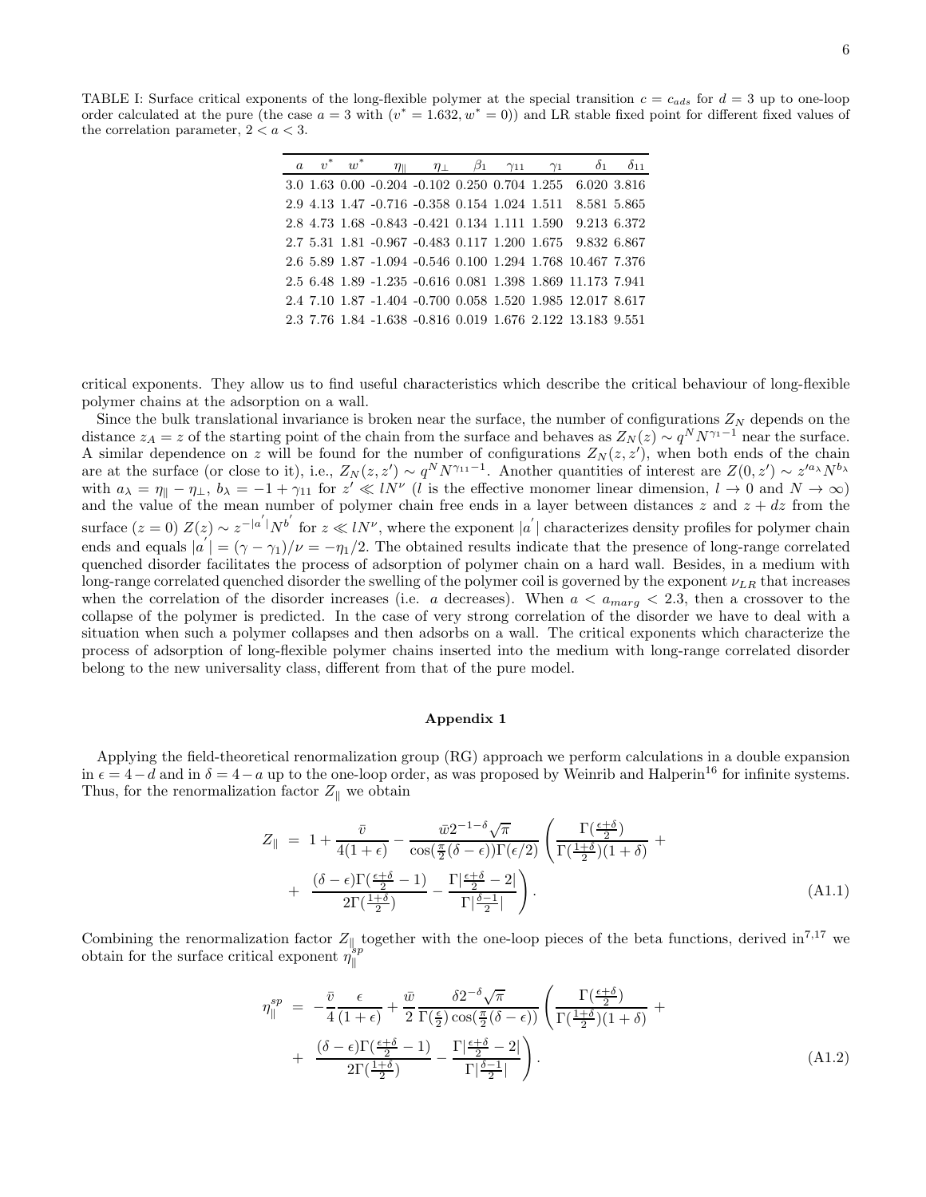TABLE I: Surface critical exponents of the long-flexible polymer at the special transition $c = c_{ads}$ for $d = 3$ up to one-loop order calculated at the pure (the case $a = 3$ with $(v^* = 1.632, w^* = 0)$) and LR stable fixed point for different fixed values of the correlation parameter, $2 < a < 3$.

| $a$ | $v^*$ | $w^*$ | $\eta_\parallel$ | $\eta_\perp$ | $\beta_1$ | $\gamma_{11}$ | $\gamma_1$ | $\delta_1$ | $\delta_{11}$ |
|---|---|---|---|---|---|---|---|---|---|
| 3.0 | 1.63 | 0.00 | -0.204 | -0.102 | 0.250 | 0.704 | 1.255 | 6.020 | 3.816 |
| 2.9 | 4.13 | 1.47 | -0.716 | -0.358 | 0.154 | 1.024 | 1.511 | 8.581 | 5.865 |
| 2.8 | 4.73 | 1.68 | -0.843 | -0.421 | 0.134 | 1.111 | 1.590 | 9.213 | 6.372 |
| 2.7 | 5.31 | 1.81 | -0.967 | -0.483 | 0.117 | 1.200 | 1.675 | 9.832 | 6.867 |
| 2.6 | 5.89 | 1.87 | -1.094 | -0.546 | 0.100 | 1.294 | 1.768 | 10.467 | 7.376 |
| 2.5 | 6.48 | 1.89 | -1.235 | -0.616 | 0.081 | 1.398 | 1.869 | 11.173 | 7.941 |
| 2.4 | 7.10 | 1.87 | -1.404 | -0.700 | 0.058 | 1.520 | 1.985 | 12.017 | 8.617 |
| 2.3 | 7.76 | 1.84 | -1.638 | -0.816 | 0.019 | 1.676 | 2.122 | 13.183 | 9.551 |

critical exponents. They allow us to find useful characteristics which describe the critical behaviour of long-flexible polymer chains at the adsorption on a wall.

Since the bulk translational invariance is broken near the surface, the number of configurations $Z_N$ depends on the distance $z_A = z$ of the starting point of the chain from the surface and behaves as $Z_N(z) \sim q^N N^{\gamma_1 - 1}$ near the surface. A similar dependence on $z$ will be found for the number of configurations $Z_N(z, z')$, when both ends of the chain are at the surface (or close to it), i.e., $Z_N(z, z') \sim q^N N^{\gamma_{11}-1}$. Another quantities of interest are $Z(0, z') \sim z'^{a_\lambda} N^{b_\lambda}$ with $a_\lambda = \eta_\parallel - \eta_\perp$, $b_\lambda = -1 + \gamma_{11}$ for $z' \ll lN^\nu$ ($l$ is the effective monomer linear dimension, $l \to 0$ and $N \to \infty$) and the value of the mean number of polymer chain free ends in a layer between distances $z$ and $z + dz$ from the surface ($z = 0$) $Z(z) \sim z^{-|a'|} N^{b'}$ for $z \ll lN^\nu$, where the exponent $|a'|$ characterizes density profiles for polymer chain ends and equals $|a'| = (\gamma - \gamma_1)/\nu = -\eta_1/2$. The obtained results indicate that the presence of long-range correlated quenched disorder facilitates the process of adsorption of polymer chain on a hard wall. Besides, in a medium with long-range correlated quenched disorder the swelling of the polymer coil is governed by the exponent $\nu_{LR}$ that increases when the correlation of the disorder increases (i.e. $a$ decreases). When $a < a_{marg} < 2.3$, then a crossover to the collapse of the polymer is predicted. In the case of very strong correlation of the disorder we have to deal with a situation when such a polymer collapses and then adsorbs on a wall. The critical exponents which characterize the process of adsorption of long-flexible polymer chains inserted into the medium with long-range correlated disorder belong to the new universality class, different from that of the pure model.

## Appendix 1

Applying the field-theoretical renormalization group (RG) approach we perform calculations in a double expansion in $\epsilon = 4 - d$ and in $\delta = 4 - a$ up to the one-loop order, as was proposed by Weinrib and Halperin[16] for infinite systems. Thus, for the renormalization factor $Z_\parallel$ we obtain

$$Z_\parallel = 1 + \frac{\bar{v}}{4(1+\epsilon)} - \frac{\bar{w} 2^{-1-\delta}\sqrt{\pi}}{\cos(\frac{\pi}{2}(\delta - \epsilon))\Gamma(\epsilon/2)} \left( \frac{\Gamma(\frac{\epsilon+\delta}{2})}{\Gamma(\frac{1+\delta}{2})(1+\delta)} + \frac{(\delta-\epsilon)\Gamma(\frac{\epsilon+\delta}{2} - 1)}{2\Gamma(\frac{1+\delta}{2})} - \frac{\Gamma|\frac{\epsilon+\delta}{2} - 2|}{\Gamma|\frac{\delta-1}{2}|} \right). \tag{A1.1}$$

Combining the renormalization factor $Z_\parallel$ together with the one-loop pieces of the beta functions, derived in[7,17] we obtain for the surface critical exponent $\eta_\parallel^{sp}$

$$\eta_\parallel^{sp} = -\frac{\bar{v}}{4}\frac{\epsilon}{(1+\epsilon)} + \frac{\bar{w}}{2}\frac{\delta 2^{-\delta}\sqrt{\pi}}{\Gamma(\frac{\epsilon}{2})\cos(\frac{\pi}{2}(\delta-\epsilon))} \left( \frac{\Gamma(\frac{\epsilon+\delta}{2})}{\Gamma(\frac{1+\delta}{2})(1+\delta)} + \frac{(\delta-\epsilon)\Gamma(\frac{\epsilon+\delta}{2} - 1)}{2\Gamma(\frac{1+\delta}{2})} - \frac{\Gamma|\frac{\epsilon+\delta}{2} - 2|}{\Gamma|\frac{\delta-1}{2}|} \right). \tag{A1.2}$$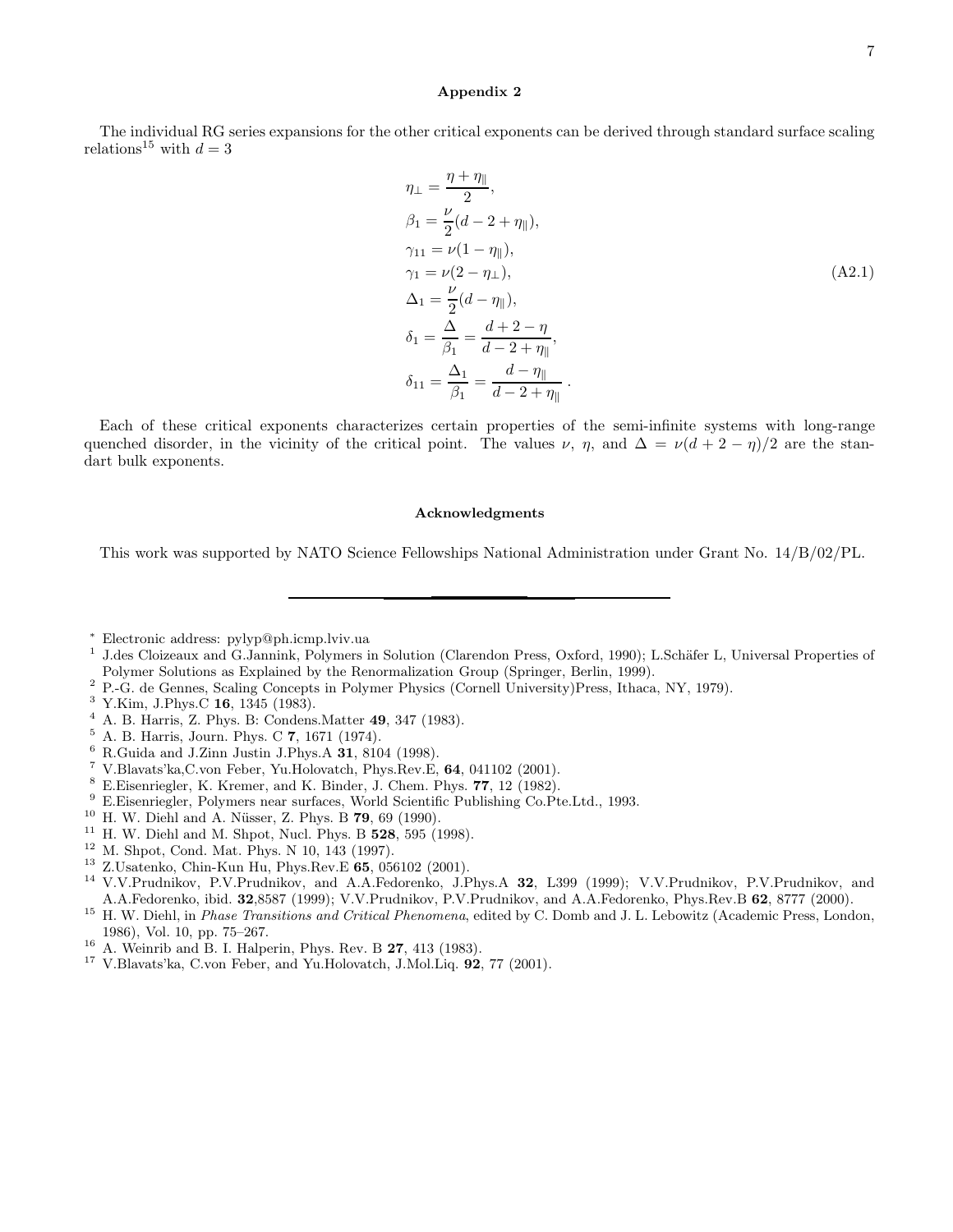### Appendix 2

The individual RG series expansions for the other critical exponents can be derived through standard surface scaling relations[15] with $d = 3$

$$
\begin{aligned}
\eta_{\perp} &= \frac{\eta + \eta_{\|}}{2}, \\
\beta_1 &= \frac{\nu}{2}(d - 2 + \eta_{\|}), \\
\gamma_{11} &= \nu(1 - \eta_{\|}), \\
\gamma_1 &= \nu(2 - \eta_{\perp}), \\
\Delta_1 &= \frac{\nu}{2}(d - \eta_{\|}), \\
\delta_1 &= \frac{\Delta}{\beta_1} = \frac{d + 2 - \eta}{d - 2 + \eta_{\|}}, \\
\delta_{11} &= \frac{\Delta_1}{\beta_1} = \frac{d - \eta_{\|}}{d - 2 + \eta_{\|}} \; .
\end{aligned}
\tag{A2.1}
$$

Each of these critical exponents characterizes certain properties of the semi-infinite systems with long-range quenched disorder, in the vicinity of the critical point. The values $\nu$, $\eta$, and $\Delta = \nu(d + 2 - \eta)/2$ are the standart bulk exponents.

### Acknowledgments

This work was supported by NATO Science Fellowships National Administration under Grant No. 14/B/02/PL.

---

[*] Electronic address: pylyp@ph.icmp.lviv.ua

[1] J.des Cloizeaux and G.Jannink, Polymers in Solution (Clarendon Press, Oxford, 1990); L.Schäfer L, Universal Properties of Polymer Solutions as Explained by the Renormalization Group (Springer, Berlin, 1999).

[2] P.-G. de Gennes, Scaling Concepts in Polymer Physics (Cornell University)Press, Ithaca, NY, 1979).

[3] Y.Kim, J.Phys.C **16**, 1345 (1983).

[4] A. B. Harris, Z. Phys. B: Condens.Matter **49**, 347 (1983).

[5] A. B. Harris, Journ. Phys. C **7**, 1671 (1974).

[6] R.Guida and J.Zinn Justin J.Phys.A **31**, 8104 (1998).

[7] V.Blavats'ka,C.von Feber, Yu.Holovatch, Phys.Rev.E, **64**, 041102 (2001).

[8] E.Eisenriegler, K. Kremer, and K. Binder, J. Chem. Phys. **77**, 12 (1982).

[9] E.Eisenriegler, Polymers near surfaces, World Scientific Publishing Co.Pte.Ltd., 1993.

[10] H. W. Diehl and A. Nüsser, Z. Phys. B **79**, 69 (1990).

[11] H. W. Diehl and M. Shpot, Nucl. Phys. B **528**, 595 (1998).

[12] M. Shpot, Cond. Mat. Phys. N 10, 143 (1997).

[13] Z.Usatenko, Chin-Kun Hu, Phys.Rev.E **65**, 056102 (2001).

[14] V.V.Prudnikov, P.V.Prudnikov, and A.A.Fedorenko, J.Phys.A **32**, L399 (1999); V.V.Prudnikov, P.V.Prudnikov, and A.A.Fedorenko, ibid. **32**,8587 (1999); V.V.Prudnikov, P.V.Prudnikov, and A.A.Fedorenko, Phys.Rev.B **62**, 8777 (2000).

[15] H. W. Diehl, in *Phase Transitions and Critical Phenomena*, edited by C. Domb and J. L. Lebowitz (Academic Press, London, 1986), Vol. 10, pp. 75–267.

[16] A. Weinrib and B. I. Halperin, Phys. Rev. B **27**, 413 (1983).

[17] V.Blavats'ka, C.von Feber, and Yu.Holovatch, J.Mol.Liq. **92**, 77 (2001).